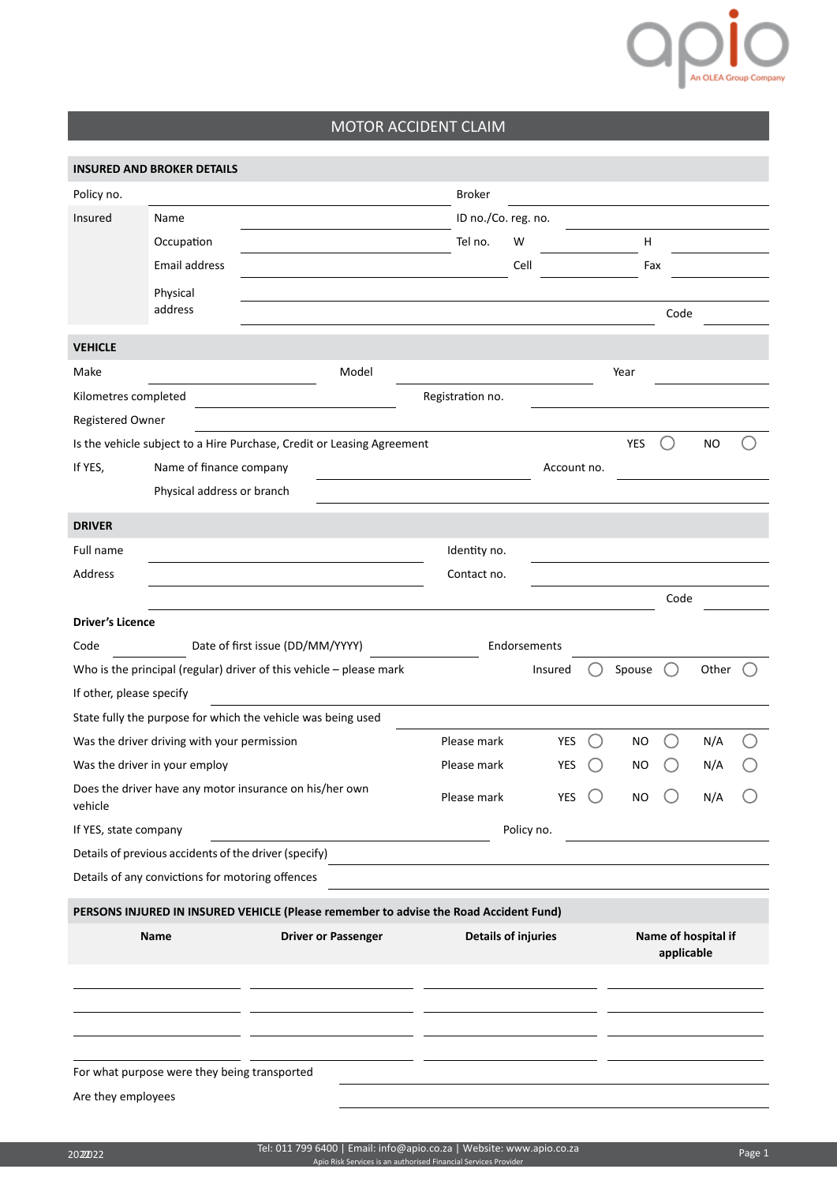# MOTOR ACCIDENT CLAIM

## INSURED AND BROKER DETAILS

Policy no. ____________________ Broker ____________________

Insured

- Name ____________________ ID no./Co. reg. no. ____________________
- Occupation ____________________ Tel no. W ____________ H ____________
- Email address ____________________ Cell ____________ Fax ____________
- Physical address ____________________ Code ________

## VEHICLE

Make ____________ Model ____________ Year ____________

Kilometres completed ____________ Registration no. ____________

Registered Owner ____________________

Is the vehicle subject to a Hire Purchase, Credit or Leasing Agreement YES ◯ NO ◯

If YES,

- Name of finance company ____________________ Account no. ____________
- Physical address or branch ____________________

## DRIVER

Full name ____________________ Identity no. ____________________

Address ____________________ Contact no. ____________________

____________________ Code ________

**Driver's Licence**

Code ________ Date of first issue (DD/MM/YYYY) ________ Endorsements ________

Who is the principal (regular) driver of this vehicle – please mark Insured ◯ Spouse ◯ Other ◯

If other, please specify ____________________

State fully the purpose for which the vehicle was being used ____________________

Was the driver driving with your permission Please mark YES ◯ NO ◯ N/A ◯

Was the driver in your employ Please mark YES ◯ NO ◯ N/A ◯

Does the driver have any motor insurance on his/her own vehicle Please mark YES ◯ NO ◯ N/A ◯

If YES, state company ____________________ Policy no. ____________

Details of previous accidents of the driver (specify) ____________________

Details of any convictions for motoring offences ____________________

## PERSONS INJURED IN INSURED VEHICLE (Please remember to advise the Road Accident Fund)

| Name | Driver or Passenger | Details of injuries | Name of hospital if applicable |
|---|---|---|---|
| | | | |
| | | | |
| | | | |
| | | | |

For what purpose were they being transported ____________________

Are they employees ____________________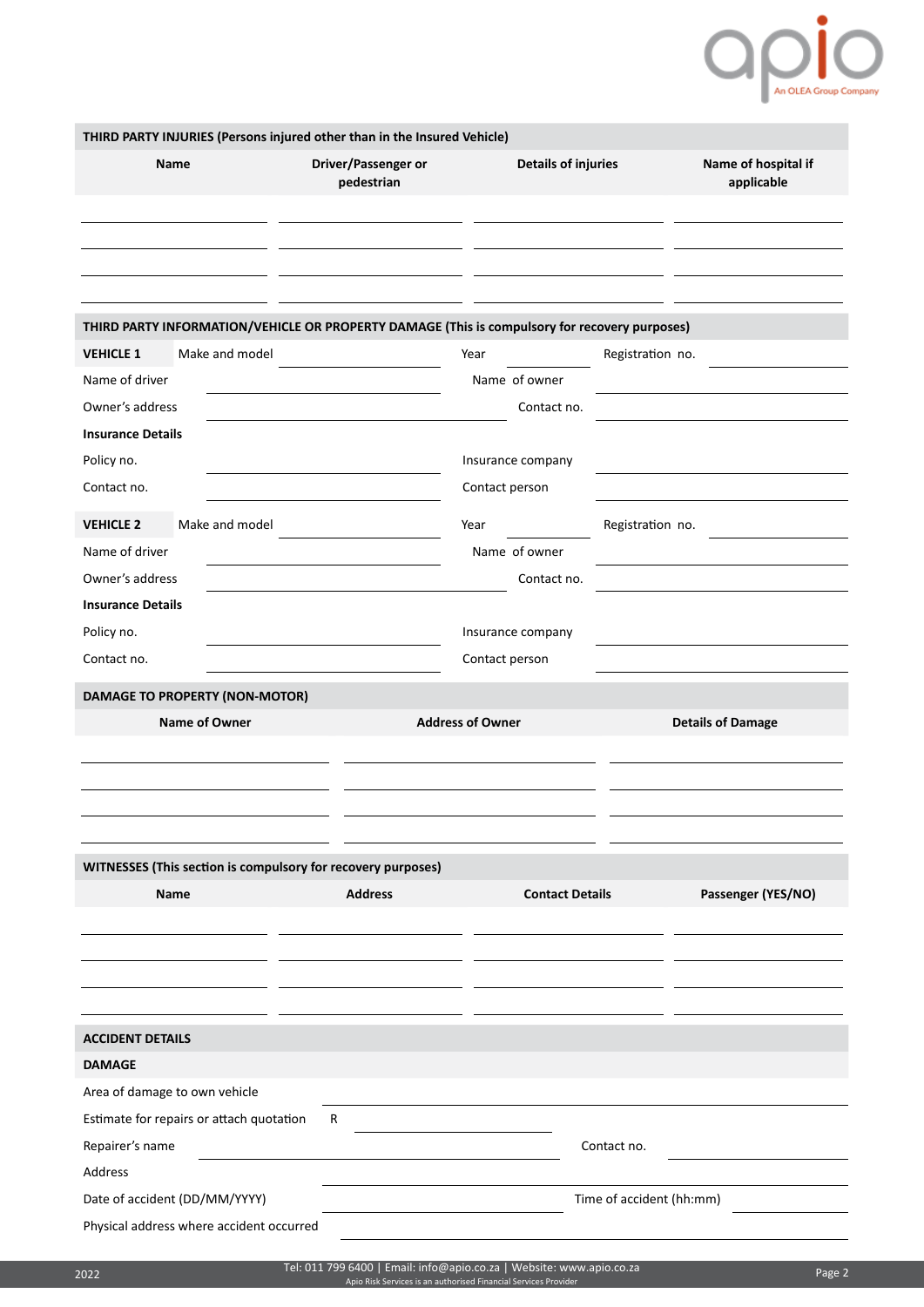## THIRD PARTY INJURIES (Persons injured other than in the Insured Vehicle)

| Name | Driver/Passenger or pedestrian | Details of injuries | Name of hospital if applicable |
| --- | --- | --- | --- |
| | | | |
| | | | |
| | | | |
| | | | |

## THIRD PARTY INFORMATION/VEHICLE OR PROPERTY DAMAGE (This is compulsory for recovery purposes)

**VEHICLE 1** Make and model ____________ Year ____________ Registration no. ____________

Name of driver ____________ Name of owner ____________

Owner's address ____________ Contact no. ____________

**Insurance Details**

Policy no. ____________ Insurance company ____________

Contact no. ____________ Contact person ____________

**VEHICLE 2** Make and model ____________ Year ____________ Registration no. ____________

Name of driver ____________ Name of owner ____________

Owner's address ____________ Contact no. ____________

**Insurance Details**

Policy no. ____________ Insurance company ____________

Contact no. ____________ Contact person ____________

## DAMAGE TO PROPERTY (NON-MOTOR)

| Name of Owner | Address of Owner | Details of Damage |
| --- | --- | --- |
| | | |
| | | |
| | | |
| | | |

## WITNESSES (This section is compulsory for recovery purposes)

| Name | Address | Contact Details | Passenger (YES/NO) |
| --- | --- | --- | --- |
| | | | |
| | | | |
| | | | |
| | | | |

## ACCIDENT DETAILS

### DAMAGE

Area of damage to own vehicle ____________

Estimate for repairs or attach quotation R ____________

Repairer's name ____________ Contact no. ____________

Address ____________

Date of accident (DD/MM/YYYY) ____________ Time of accident (hh:mm) ____________

Physical address where accident occurred ____________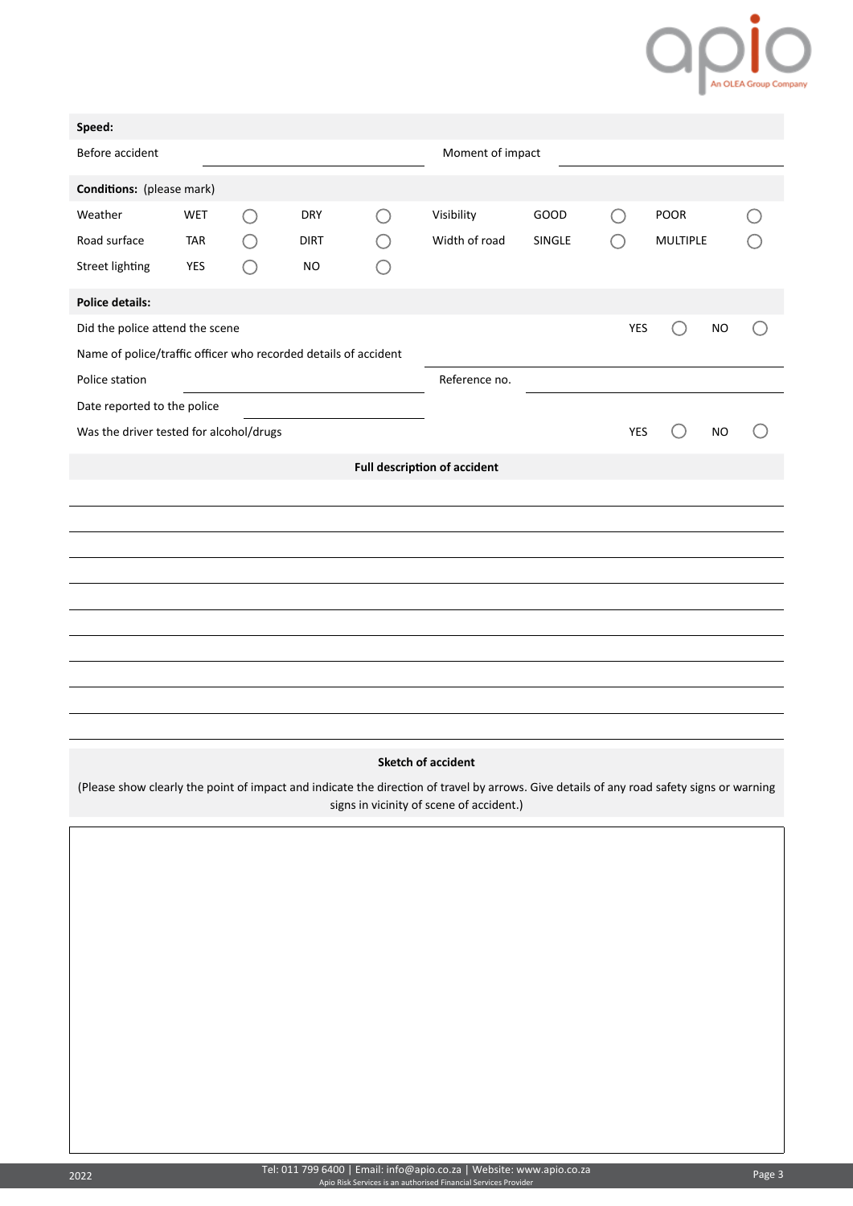**Speed:**

| Before accident | | Moment of impact | |
|---|---|---|---|

**Conditions:** (please mark)

| | | | | | | | | |
|---|---|---|---|---|---|---|---|---|
| Weather | WET | ◯ | DRY | ◯ | Visibility | GOOD ◯ | POOR | ◯ |
| Road surface | TAR | ◯ | DIRT | ◯ | Width of road | SINGLE ◯ | MULTIPLE | ◯ |
| Street lighting | YES | ◯ | NO | ◯ | | | | |

**Police details:**

Did the police attend the scene YES ◯ NO ◯

Name of police/traffic officer who recorded details of accident ______________________

Police station ______________________ Reference no. ______________________

Date reported to the police ______________________

Was the driver tested for alcohol/drugs YES ◯ NO ◯

**Full description of accident**

______________________________________________________________________

______________________________________________________________________

______________________________________________________________________

______________________________________________________________________

______________________________________________________________________

______________________________________________________________________

______________________________________________________________________

______________________________________________________________________

______________________________________________________________________

**Sketch of accident**

(Please show clearly the point of impact and indicate the direction of travel by arrows. Give details of any road safety signs or warning signs in vicinity of scene of accident.)

2022

Tel: 011 799 6400 | Email: info@apio.co.za | Website: www.apio.co.za
Apio Risk Services is an authorised Financial Services Provider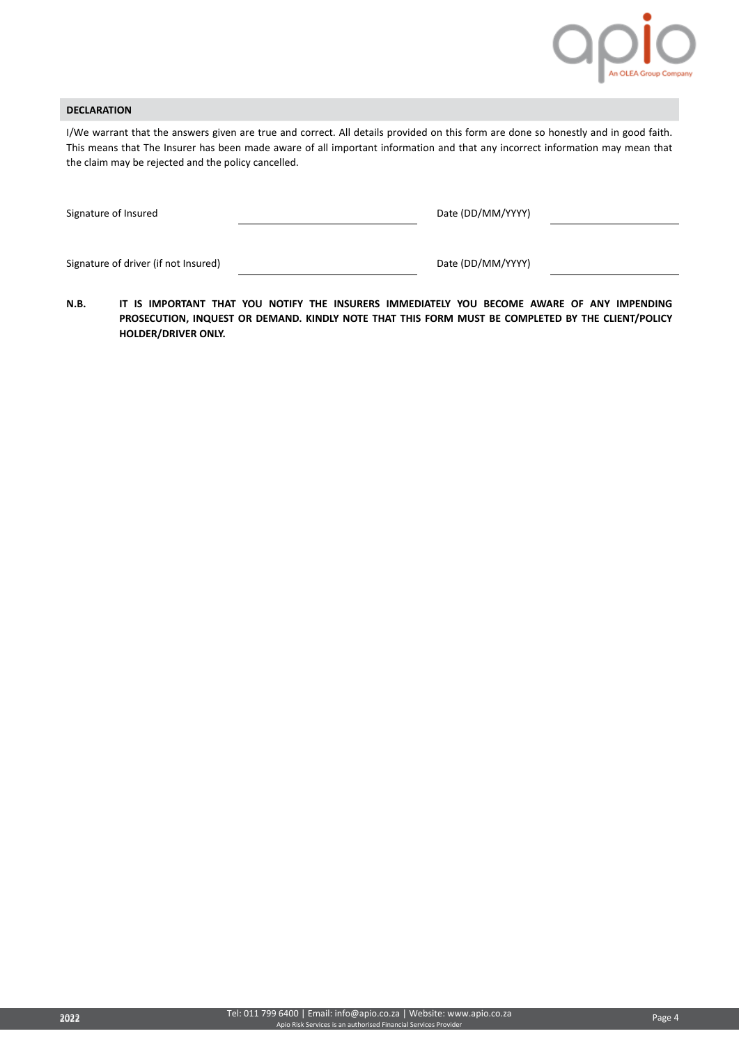## DECLARATION

I/We warrant that the answers given are true and correct. All details provided on this form are done so honestly and in good faith. This means that The Insurer has been made aware of all important information and that any incorrect information may mean that the claim may be rejected and the policy cancelled.

Signature of Insured \_\_\_\_\_\_\_\_\_\_\_\_\_\_\_\_\_\_\_\_ Date (DD/MM/YYYY) \_\_\_\_\_\_\_\_\_\_\_\_\_\_\_\_\_\_\_\_

Signature of driver (if not Insured) \_\_\_\_\_\_\_\_\_\_\_\_\_\_\_\_\_\_\_\_ Date (DD/MM/YYYY) \_\_\_\_\_\_\_\_\_\_\_\_\_\_\_\_\_\_\_\_

**N.B. IT IS IMPORTANT THAT YOU NOTIFY THE INSURERS IMMEDIATELY YOU BECOME AWARE OF ANY IMPENDING PROSECUTION, INQUEST OR DEMAND. KINDLY NOTE THAT THIS FORM MUST BE COMPLETED BY THE CLIENT/POLICY HOLDER/DRIVER ONLY.**